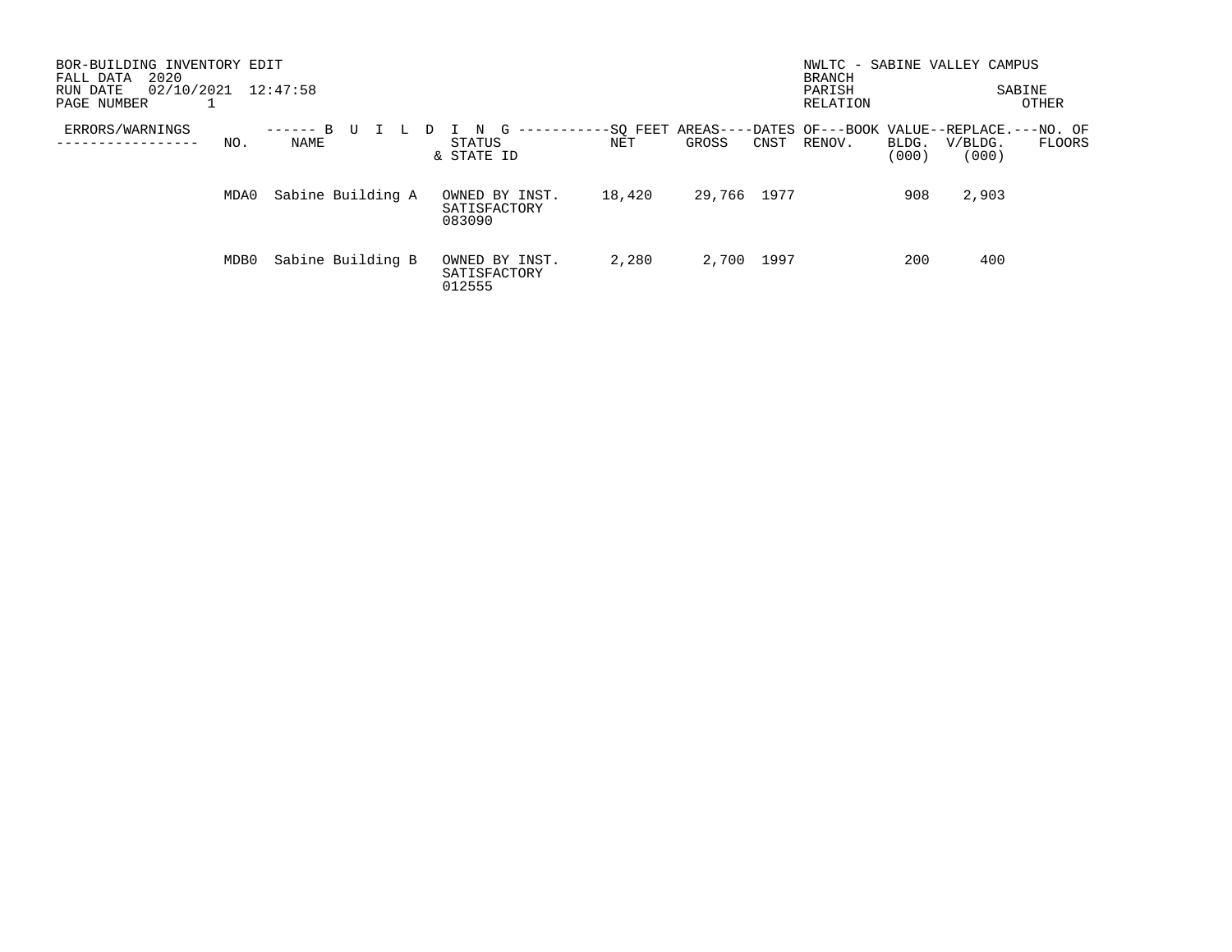BOR-BUILDING INVENTORY EDIT
FALL DATA 2020
RUN DATE 02/10/2021 12:47:58
PAGE NUMBER 1

NWLTC - SABINE VALLEY CAMPUS
BRANCH
PARISH SABINE
RELATION OTHER

| ERRORS/WARNINGS | BUILDING NO. | BUILDING NAME | STATUS & STATE ID | SQ FEET AREAS NET | SQ FEET AREAS GROSS | DATES OF CNST | DATES OF RENOV. | BOOK VALUE BLDG. (000) | REPLACE. V/BLDG. (000) | NO. OF FLOORS |
|---|---|---|---|---|---|---|---|---|---|---|
| | MDA0 | Sabine Building A | OWNED BY INST. SATISFACTORY 083090 | 18,420 | 29,766 | 1977 | | 908 | 2,903 | |
| | MDB0 | Sabine Building B | OWNED BY INST. SATISFACTORY 012555 | 2,280 | 2,700 | 1997 | | 200 | 400 | |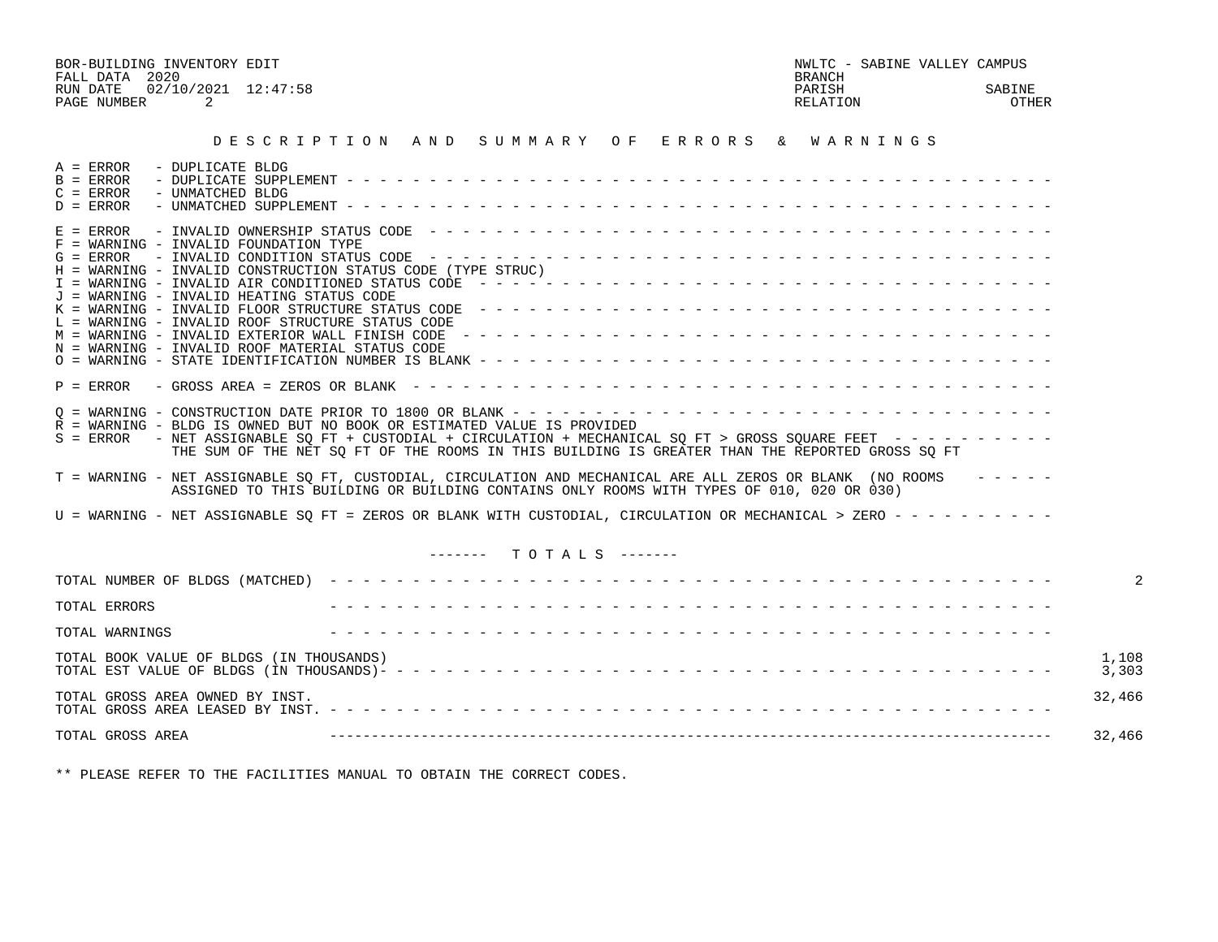BOR-BUILDING INVENTORY EDIT
FALL DATA 2020
RUN DATE 02/10/2021 12:47:58
PAGE NUMBER 2

NWLTC - SABINE VALLEY CAMPUS
BRANCH
PARISH SABINE
RELATION OTHER

## DESCRIPTION AND SUMMARY OF ERRORS & WARNINGS

A = ERROR - DUPLICATE BLDG
B = ERROR - DUPLICATE SUPPLEMENT
C = ERROR - UNMATCHED BLDG
D = ERROR - UNMATCHED SUPPLEMENT

E = ERROR - INVALID OWNERSHIP STATUS CODE
F = WARNING - INVALID FOUNDATION TYPE
G = ERROR - INVALID CONDITION STATUS CODE
H = WARNING - INVALID CONSTRUCTION STATUS CODE (TYPE STRUC)
I = WARNING - INVALID AIR CONDITIONED STATUS CODE
J = WARNING - INVALID HEATING STATUS CODE
K = WARNING - INVALID FLOOR STRUCTURE STATUS CODE
L = WARNING - INVALID ROOF STRUCTURE STATUS CODE
M = WARNING - INVALID EXTERIOR WALL FINISH CODE
N = WARNING - INVALID ROOF MATERIAL STATUS CODE
O = WARNING - STATE IDENTIFICATION NUMBER IS BLANK

P = ERROR - GROSS AREA = ZEROS OR BLANK

Q = WARNING - CONSTRUCTION DATE PRIOR TO 1800 OR BLANK
R = WARNING - BLDG IS OWNED BUT NO BOOK OR ESTIMATED VALUE IS PROVIDED
S = ERROR - NET ASSIGNABLE SQ FT + CUSTODIAL + CIRCULATION + MECHANICAL SQ FT > GROSS SQUARE FEET
THE SUM OF THE NET SQ FT OF THE ROOMS IN THIS BUILDING IS GREATER THAN THE REPORTED GROSS SQ FT

T = WARNING - NET ASSIGNABLE SQ FT, CUSTODIAL, CIRCULATION AND MECHANICAL ARE ALL ZEROS OR BLANK (NO ROOMS ASSIGNED TO THIS BUILDING OR BUILDING CONTAINS ONLY ROOMS WITH TYPES OF 010, 020 OR 030)

U = WARNING - NET ASSIGNABLE SQ FT = ZEROS OR BLANK WITH CUSTODIAL, CIRCULATION OR MECHANICAL > ZERO

## TOTALS

| | |
|---|---|
| TOTAL NUMBER OF BLDGS (MATCHED) | 2 |
| TOTAL ERRORS | |
| TOTAL WARNINGS | |
| TOTAL BOOK VALUE OF BLDGS (IN THOUSANDS) | 1,108 |
| TOTAL EST VALUE OF BLDGS (IN THOUSANDS) | 3,303 |
| TOTAL GROSS AREA OWNED BY INST. | 32,466 |
| TOTAL GROSS AREA LEASED BY INST. | |
| TOTAL GROSS AREA | 32,466 |

** PLEASE REFER TO THE FACILITIES MANUAL TO OBTAIN THE CORRECT CODES.